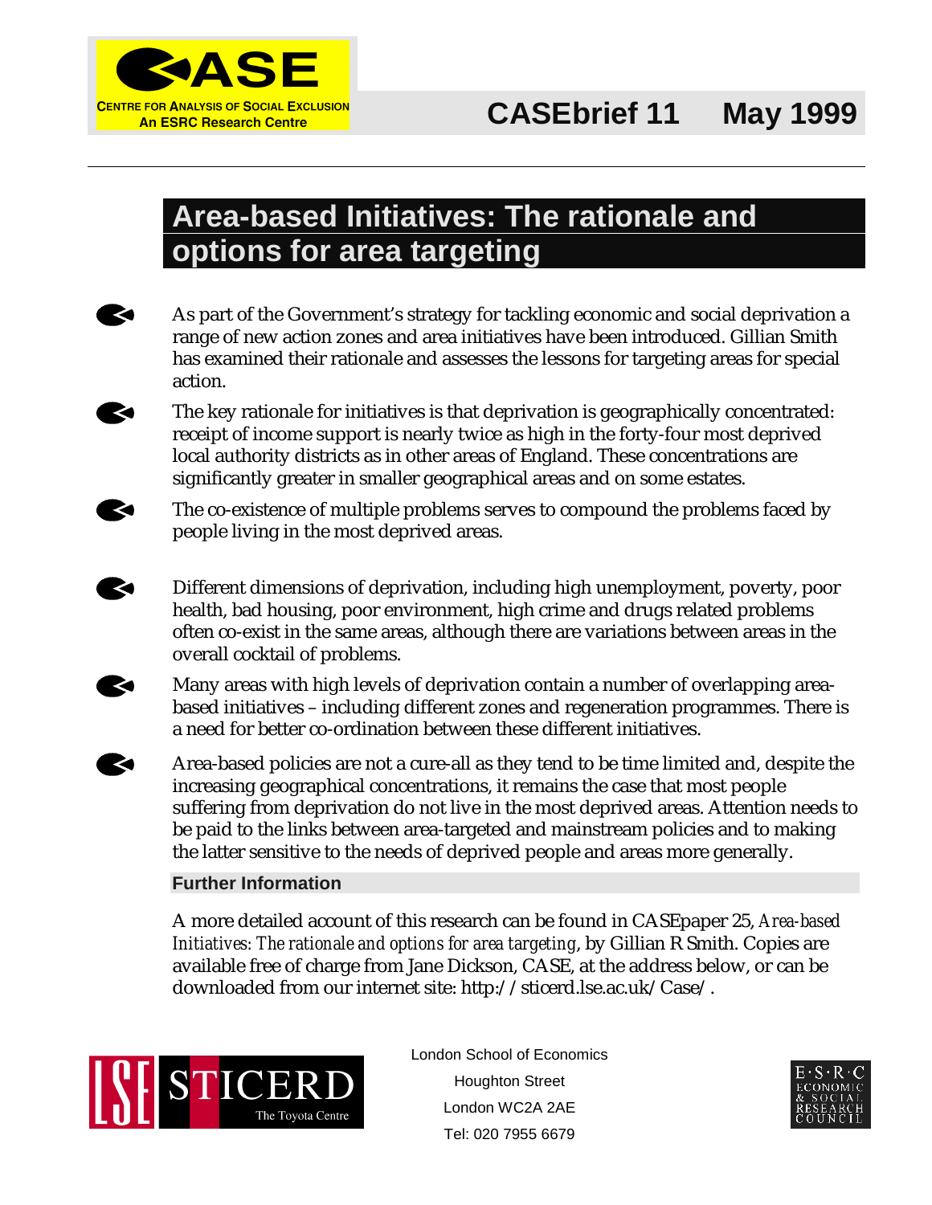CASE

CENTRE FOR ANALYSIS OF SOCIAL EXCLUSION
An ESRC Research Centre

**CASEbrief 11 May 1999**

# Area-based Initiatives: The rationale and options for area targeting

- As part of the Government's strategy for tackling economic and social deprivation a range of new action zones and area initiatives have been introduced. Gillian Smith has examined their rationale and assesses the lessons for targeting areas for special action.
- The key rationale for initiatives is that deprivation is geographically concentrated: receipt of income support is nearly twice as high in the forty-four most deprived local authority districts as in other areas of England. These concentrations are significantly greater in smaller geographical areas and on some estates.
- The co-existence of multiple problems serves to compound the problems faced by people living in the most deprived areas.
- Different dimensions of deprivation, including high unemployment, poverty, poor health, bad housing, poor environment, high crime and drugs related problems often co-exist in the same areas, although there are variations between areas in the overall cocktail of problems.
- Many areas with high levels of deprivation contain a number of overlapping area-based initiatives – including different zones and regeneration programmes. There is a need for better co-ordination between these different initiatives.
- Area-based policies are not a cure-all as they tend to be time limited and, despite the increasing geographical concentrations, it remains the case that most people suffering from deprivation do not live in the most deprived areas. Attention needs to be paid to the links between area-targeted and mainstream policies and to making the latter sensitive to the needs of deprived people and areas more generally.

**Further Information**

A more detailed account of this research can be found in CASEpaper 25, *Area-based Initiatives: The rationale and options for area targeting*, by Gillian R Smith. Copies are available free of charge from Jane Dickson, CASE, at the address below, or can be downloaded from our internet site: http://sticerd.lse.ac.uk/Case/.

LSE STICERD The Toyota Centre

London School of Economics
Houghton Street
London WC2A 2AE
Tel: 020 7955 6679

E·S·R·C ECONOMIC & SOCIAL RESEARCH COUNCIL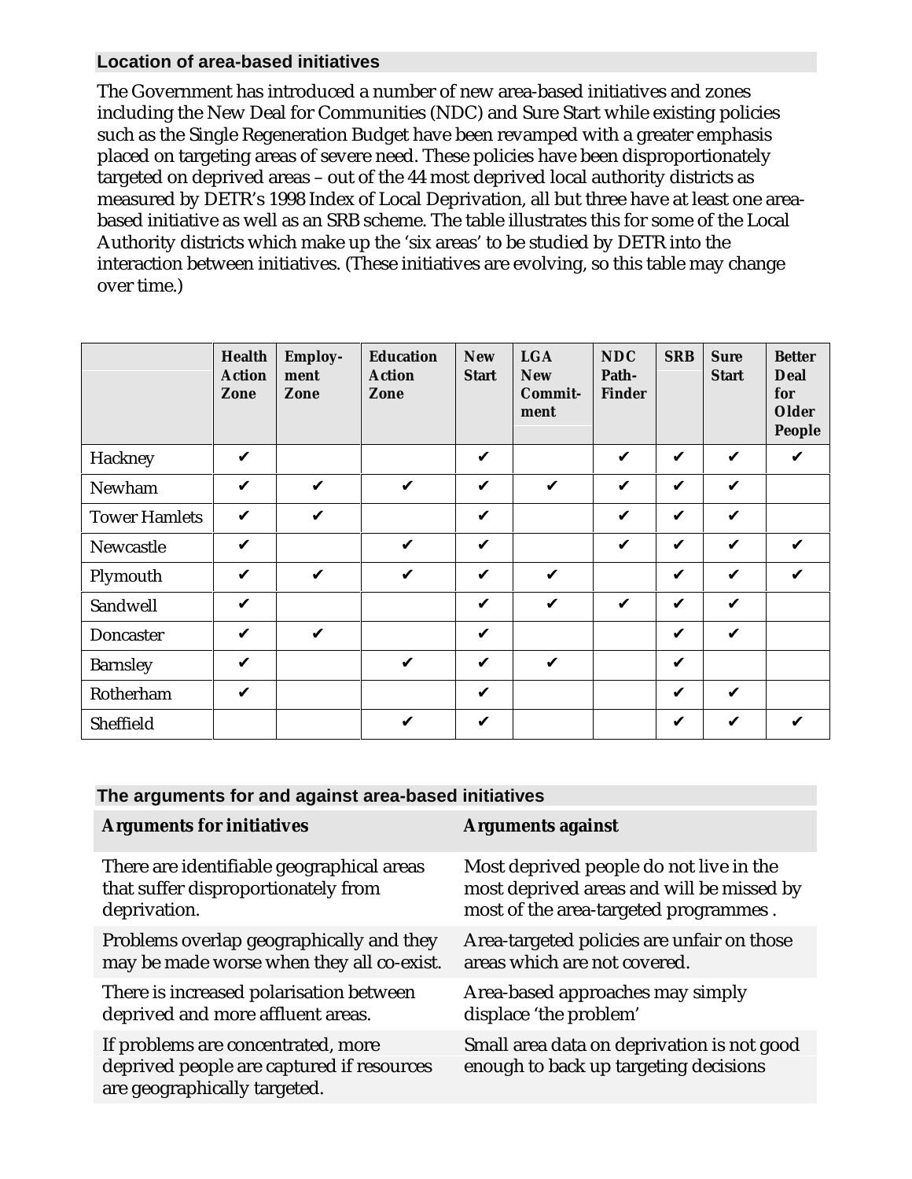## Location of area-based initiatives

The Government has introduced a number of new area-based initiatives and zones including the New Deal for Communities (NDC) and Sure Start while existing policies such as the Single Regeneration Budget have been revamped with a greater emphasis placed on targeting areas of severe need. These policies have been disproportionately targeted on deprived areas – out of the 44 most deprived local authority districts as measured by DETR's 1998 Index of Local Deprivation, all but three have at least one area-based initiative as well as an SRB scheme. The table illustrates this for some of the Local Authority districts which make up the 'six areas' to be studied by DETR into the interaction between initiatives. (These initiatives are evolving, so this table may change over time.)

| | Health Action Zone | Employ-ment Zone | Education Action Zone | New Start | LGA New Commit-ment | NDC Path-Finder | SRB | Sure Start | Better Deal for Older People |
|---|---|---|---|---|---|---|---|---|---|
| Hackney | ✔ | | | ✔ | | ✔ | ✔ | ✔ | ✔ |
| Newham | ✔ | ✔ | ✔ | ✔ | ✔ | ✔ | ✔ | ✔ | |
| Tower Hamlets | ✔ | ✔ | | ✔ | | ✔ | ✔ | ✔ | |
| Newcastle | ✔ | | ✔ | ✔ | | ✔ | ✔ | ✔ | ✔ |
| Plymouth | ✔ | ✔ | ✔ | ✔ | ✔ | | ✔ | ✔ | ✔ |
| Sandwell | ✔ | | | ✔ | ✔ | ✔ | ✔ | ✔ | |
| Doncaster | ✔ | ✔ | | ✔ | | | ✔ | ✔ | |
| Barnsley | ✔ | | ✔ | ✔ | ✔ | | ✔ | | |
| Rotherham | ✔ | | | ✔ | | | ✔ | ✔ | |
| Sheffield | | | ✔ | ✔ | | | ✔ | ✔ | ✔ |

## The arguments for and against area-based initiatives

| Arguments for initiatives | Arguments against |
|---|---|
| There are identifiable geographical areas that suffer disproportionately from deprivation. | Most deprived people do not live in the most deprived areas and will be missed by most of the area-targeted programmes . |
| Problems overlap geographically and they may be made worse when they all co-exist. | Area-targeted policies are unfair on those areas which are not covered. |
| There is increased polarisation between deprived and more affluent areas. | Area-based approaches may simply displace 'the problem' |
| If problems are concentrated, more deprived people are captured if resources are geographically targeted. | Small area data on deprivation is not good enough to back up targeting decisions |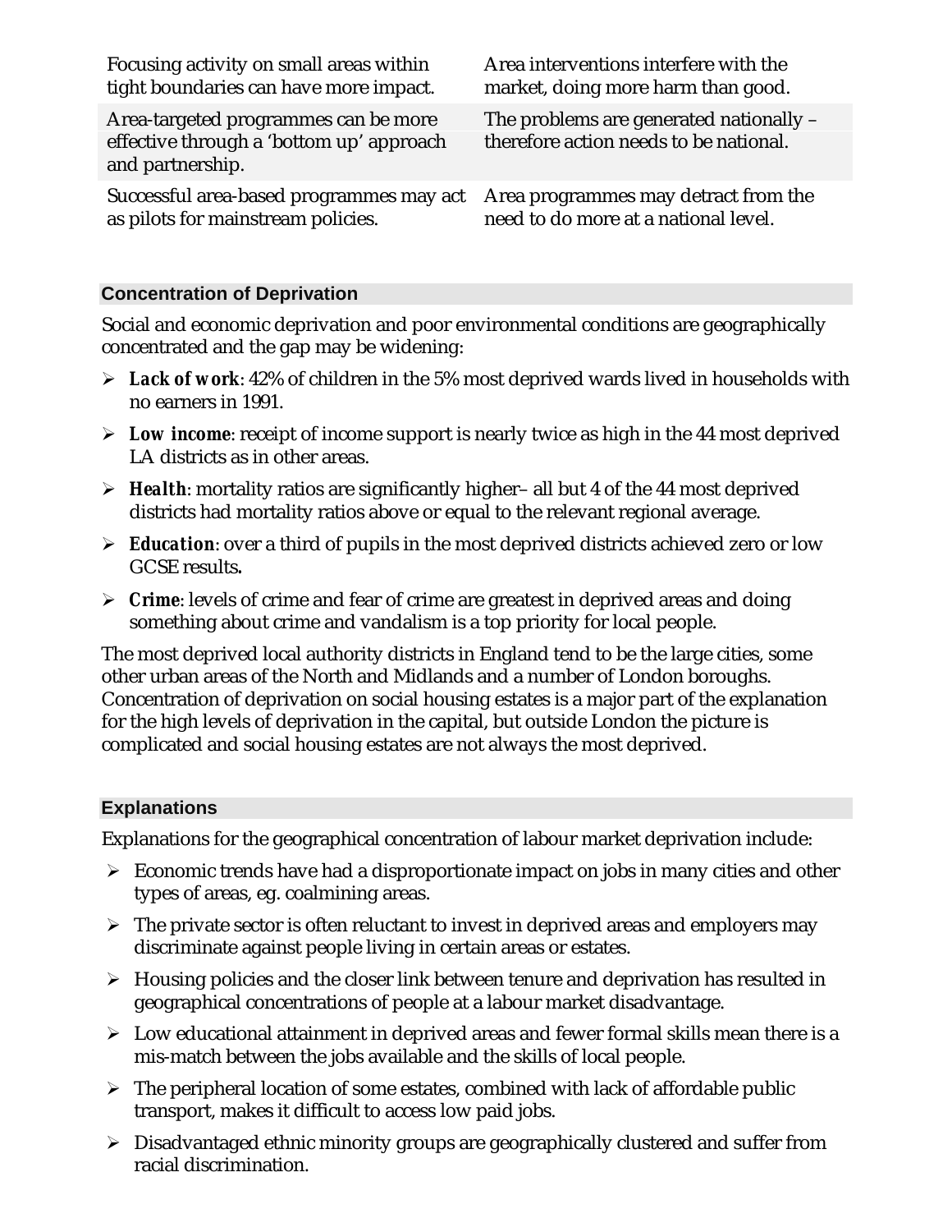| | |
|---|---|
| Focusing activity on small areas within tight boundaries can have more impact. | Area interventions interfere with the market, doing more harm than good. |
| Area-targeted programmes can be more effective through a 'bottom up' approach and partnership. | The problems are generated nationally – therefore action needs to be national. |
| Successful area-based programmes may act as pilots for mainstream policies. | Area programmes may detract from the need to do more at a national level. |

## Concentration of Deprivation

Social and economic deprivation and poor environmental conditions are geographically concentrated and the gap may be widening:

- ***Lack of work***: 42% of children in the 5% most deprived wards lived in households with no earners in 1991.
- ***Low income***: receipt of income support is nearly twice as high in the 44 most deprived LA districts as in other areas.
- ***Health***: mortality ratios are significantly higher– all but 4 of the 44 most deprived districts had mortality ratios above or equal to the relevant regional average.
- ***Education***: over a third of pupils in the most deprived districts achieved zero or low GCSE results**.**
- ***Crime***: levels of crime and fear of crime are greatest in deprived areas and doing something about crime and vandalism is a top priority for local people.

The most deprived local authority districts in England tend to be the large cities, some other urban areas of the North and Midlands and a number of London boroughs. Concentration of deprivation on social housing estates is a major part of the explanation for the high levels of deprivation in the capital, but outside London the picture is complicated and social housing estates are not always the most deprived.

## Explanations

Explanations for the geographical concentration of labour market deprivation include:

- Economic trends have had a disproportionate impact on jobs in many cities and other types of areas, eg. coalmining areas.
- The private sector is often reluctant to invest in deprived areas and employers may discriminate against people living in certain areas or estates.
- Housing policies and the closer link between tenure and deprivation has resulted in geographical concentrations of people at a labour market disadvantage.
- Low educational attainment in deprived areas and fewer formal skills mean there is a mis-match between the jobs available and the skills of local people.
- The peripheral location of some estates, combined with lack of affordable public transport, makes it difficult to access low paid jobs.
- Disadvantaged ethnic minority groups are geographically clustered and suffer from racial discrimination.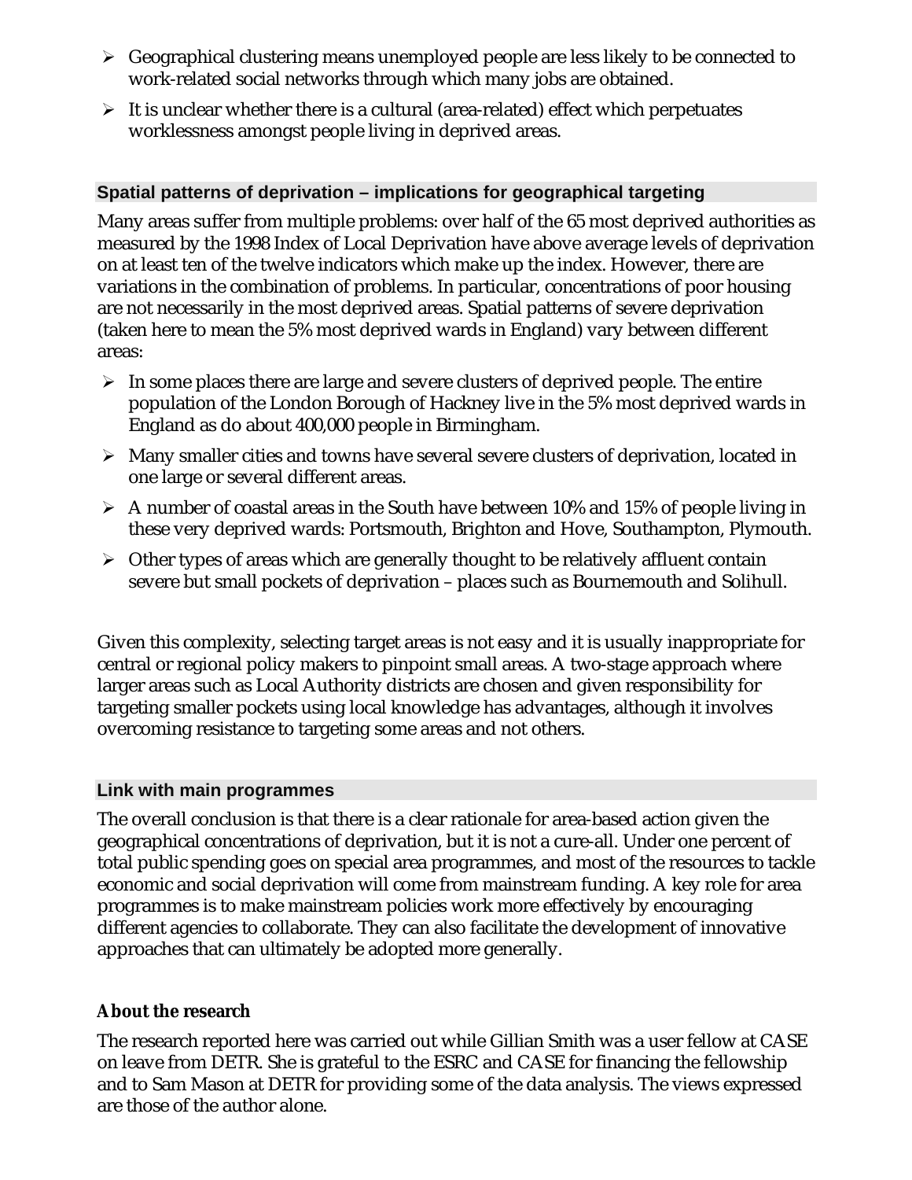- Geographical clustering means unemployed people are less likely to be connected to work-related social networks through which many jobs are obtained.
- It is unclear whether there is a cultural (area-related) effect which perpetuates worklessness amongst people living in deprived areas.

## Spatial patterns of deprivation – implications for geographical targeting

Many areas suffer from multiple problems: over half of the 65 most deprived authorities as measured by the 1998 Index of Local Deprivation have above average levels of deprivation on at least ten of the twelve indicators which make up the index. However, there are variations in the combination of problems. In particular, concentrations of poor housing are not necessarily in the most deprived areas. Spatial patterns of severe deprivation (taken here to mean the 5% most deprived wards in England) vary between different areas:

- In some places there are large and severe clusters of deprived people. The entire population of the London Borough of Hackney live in the 5% most deprived wards in England as do about 400,000 people in Birmingham.
- Many smaller cities and towns have several severe clusters of deprivation, located in one large or several different areas.
- A number of coastal areas in the South have between 10% and 15% of people living in these very deprived wards: Portsmouth, Brighton and Hove, Southampton, Plymouth.
- Other types of areas which are generally thought to be relatively affluent contain severe but small pockets of deprivation – places such as Bournemouth and Solihull.

Given this complexity, selecting target areas is not easy and it is usually inappropriate for central or regional policy makers to pinpoint small areas. A two-stage approach where larger areas such as Local Authority districts are chosen and given responsibility for targeting smaller pockets using local knowledge has advantages, although it involves overcoming resistance to targeting some areas and not others.

## Link with main programmes

The overall conclusion is that there is a clear rationale for area-based action given the geographical concentrations of deprivation, but it is not a cure-all. Under one percent of total public spending goes on special area programmes, and most of the resources to tackle economic and social deprivation will come from mainstream funding. A key role for area programmes is to make mainstream policies work more effectively by encouraging different agencies to collaborate. They can also facilitate the development of innovative approaches that can ultimately be adopted more generally.

### About the research

The research reported here was carried out while Gillian Smith was a user fellow at CASE on leave from DETR. She is grateful to the ESRC and CASE for financing the fellowship and to Sam Mason at DETR for providing some of the data analysis. The views expressed are those of the author alone.